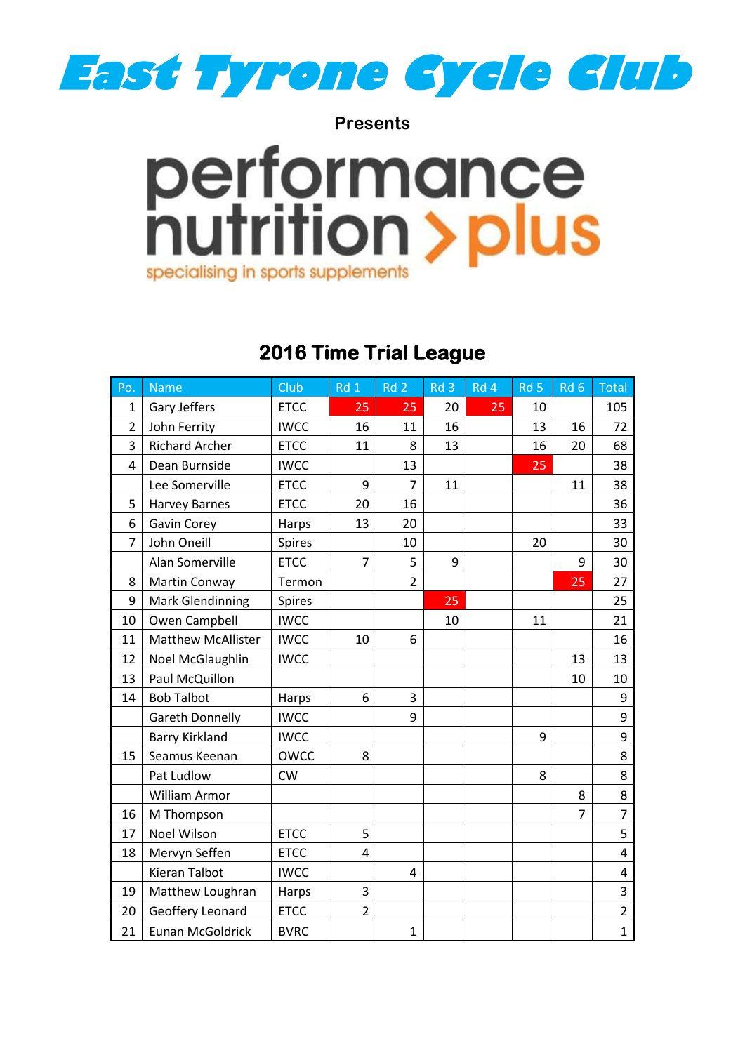# East Tyrone Cycle Club

**Presents**

performance nutrition > plus

specialising in sports supplements

## 2016 Time Trial League

| Po. | Name | Club | Rd 1 | Rd 2 | Rd 3 | Rd 4 | Rd 5 | Rd 6 | Total |
|---|---|---|---|---|---|---|---|---|---|
| 1 | Gary Jeffers | ETCC | 25 | 25 | 20 | 25 | 10 | | 105 |
| 2 | John Ferrity | IWCC | 16 | 11 | 16 | | 13 | 16 | 72 |
| 3 | Richard Archer | ETCC | 11 | 8 | 13 | | 16 | 20 | 68 |
| 4 | Dean Burnside | IWCC | | 13 | | | 25 | | 38 |
| | Lee Somerville | ETCC | 9 | 7 | 11 | | | 11 | 38 |
| 5 | Harvey Barnes | ETCC | 20 | 16 | | | | | 36 |
| 6 | Gavin Corey | Harps | 13 | 20 | | | | | 33 |
| 7 | John Oneill | Spires | | 10 | | | 20 | | 30 |
| | Alan Somerville | ETCC | 7 | 5 | 9 | | | 9 | 30 |
| 8 | Martin Conway | Termon | | 2 | | | | 25 | 27 |
| 9 | Mark Glendinning | Spires | | | 25 | | | | 25 |
| 10 | Owen Campbell | IWCC | | | 10 | | 11 | | 21 |
| 11 | Matthew McAllister | IWCC | 10 | 6 | | | | | 16 |
| 12 | Noel McGlaughlin | IWCC | | | | | | 13 | 13 |
| 13 | Paul McQuillon | | | | | | | 10 | 10 |
| 14 | Bob Talbot | Harps | 6 | 3 | | | | | 9 |
| | Gareth Donnelly | IWCC | | 9 | | | | | 9 |
| | Barry Kirkland | IWCC | | | | | 9 | | 9 |
| 15 | Seamus Keenan | OWCC | 8 | | | | | | 8 |
| | Pat Ludlow | CW | | | | | 8 | | 8 |
| | William Armor | | | | | | | 8 | 8 |
| 16 | M Thompson | | | | | | | 7 | 7 |
| 17 | Noel Wilson | ETCC | 5 | | | | | | 5 |
| 18 | Mervyn Seffen | ETCC | 4 | | | | | | 4 |
| | Kieran Talbot | IWCC | | 4 | | | | | 4 |
| 19 | Matthew Loughran | Harps | 3 | | | | | | 3 |
| 20 | Geoffery Leonard | ETCC | 2 | | | | | | 2 |
| 21 | Eunan McGoldrick | BVRC | | 1 | | | | | 1 |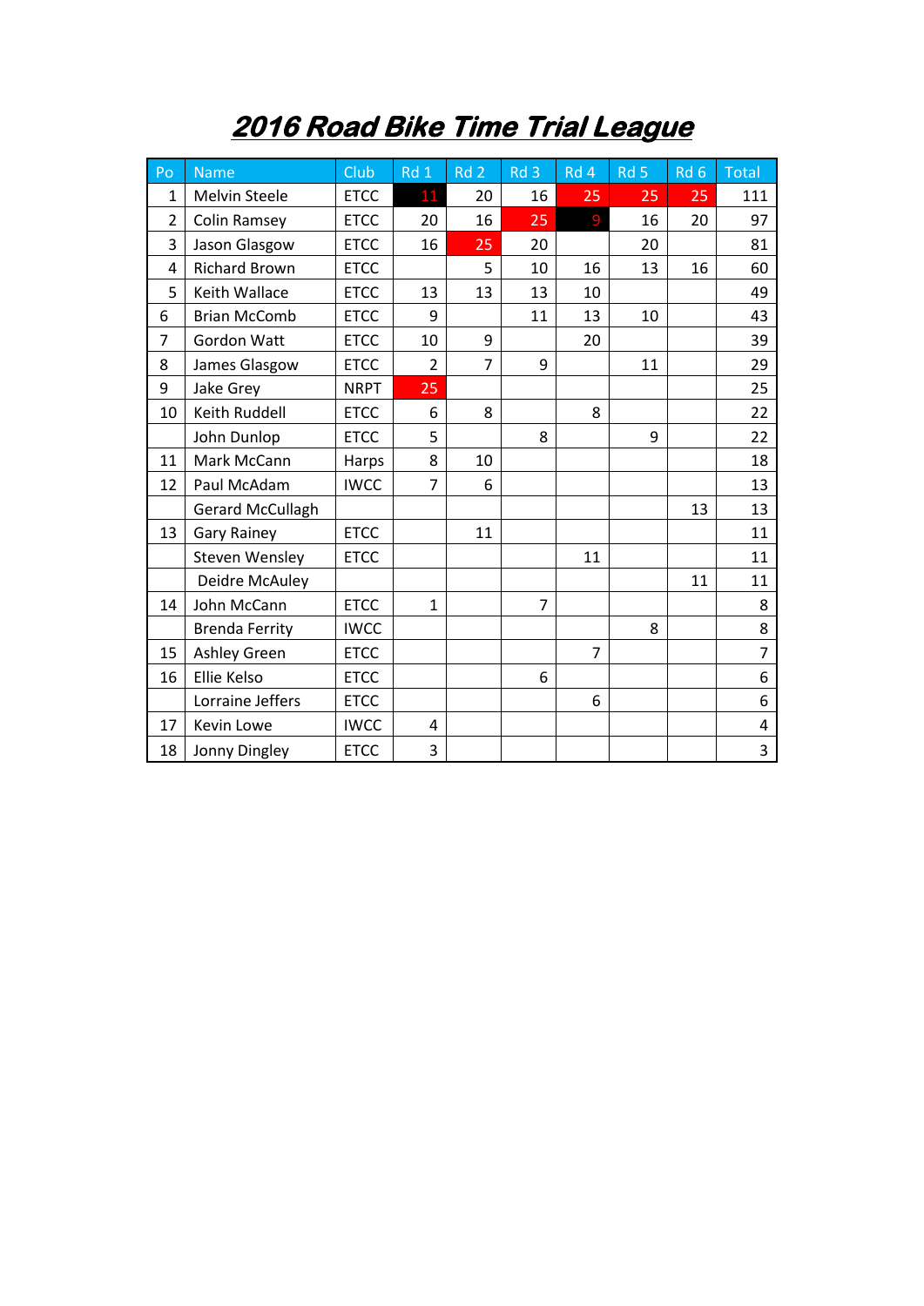# *2016 Road Bike Time Trial League*

| Po | Name | Club | Rd 1 | Rd 2 | Rd 3 | Rd 4 | Rd 5 | Rd 6 | Total |
|---|---|---|---|---|---|---|---|---|---|
| 1 | Melvin Steele | ETCC | 11 | 20 | 16 | 25 | 25 | 25 | 111 |
| 2 | Colin Ramsey | ETCC | 20 | 16 | 25 | 9 | 16 | 20 | 97 |
| 3 | Jason Glasgow | ETCC | 16 | 25 | 20 | | 20 | | 81 |
| 4 | Richard Brown | ETCC | | 5 | 10 | 16 | 13 | 16 | 60 |
| 5 | Keith Wallace | ETCC | 13 | 13 | 13 | 10 | | | 49 |
| 6 | Brian McComb | ETCC | 9 | | 11 | 13 | 10 | | 43 |
| 7 | Gordon Watt | ETCC | 10 | 9 | | 20 | | | 39 |
| 8 | James Glasgow | ETCC | 2 | 7 | 9 | | 11 | | 29 |
| 9 | Jake Grey | NRPT | 25 | | | | | | 25 |
| 10 | Keith Ruddell | ETCC | 6 | 8 | | 8 | | | 22 |
| | John Dunlop | ETCC | 5 | | 8 | | 9 | | 22 |
| 11 | Mark McCann | Harps | 8 | 10 | | | | | 18 |
| 12 | Paul McAdam | IWCC | 7 | 6 | | | | | 13 |
| | Gerard McCullagh | | | | | | | 13 | 13 |
| 13 | Gary Rainey | ETCC | | 11 | | | | | 11 |
| | Steven Wensley | ETCC | | | | 11 | | | 11 |
| | Deidre McAuley | | | | | | | 11 | 11 |
| 14 | John McCann | ETCC | 1 | | 7 | | | | 8 |
| | Brenda Ferrity | IWCC | | | | | 8 | | 8 |
| 15 | Ashley Green | ETCC | | | | 7 | | | 7 |
| 16 | Ellie Kelso | ETCC | | | 6 | | | | 6 |
| | Lorraine Jeffers | ETCC | | | | 6 | | | 6 |
| 17 | Kevin Lowe | IWCC | 4 | | | | | | 4 |
| 18 | Jonny Dingley | ETCC | 3 | | | | | | 3 |